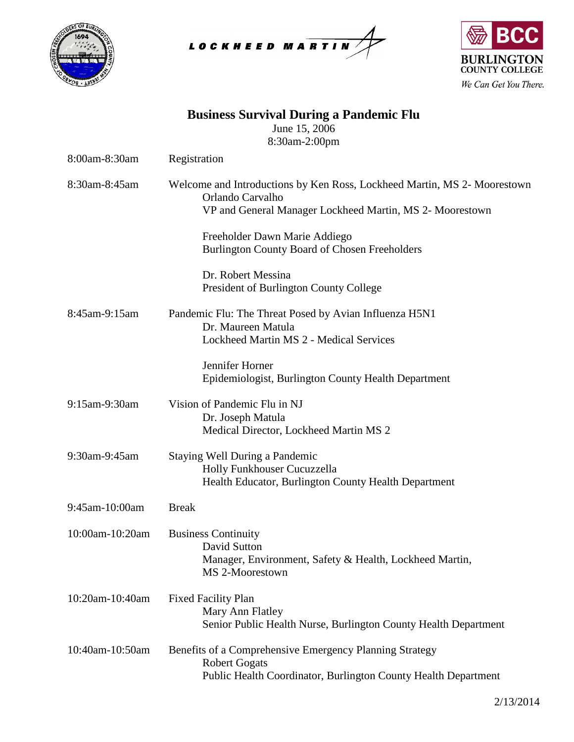# Business Survival During a Pandemic Flu

June 15, 2006

8:30am-2:00pm

| Time | Session |
|---|---|
| 8:00am-8:30am | Registration |
| 8:30am-8:45am | Welcome and Introductions by Ken Ross, Lockheed Martin, MS 2- Moorestown<br>Orlando Carvalho<br>VP and General Manager Lockheed Martin, MS 2- Moorestown<br><br>Freeholder Dawn Marie Addiego<br>Burlington County Board of Chosen Freeholders<br><br>Dr. Robert Messina<br>President of Burlington County College |
| 8:45am-9:15am | Pandemic Flu: The Threat Posed by Avian Influenza H5N1<br>Dr. Maureen Matula<br>Lockheed Martin MS 2 - Medical Services<br><br>Jennifer Horner<br>Epidemiologist, Burlington County Health Department |
| 9:15am-9:30am | Vision of Pandemic Flu in NJ<br>Dr. Joseph Matula<br>Medical Director, Lockheed Martin MS 2 |
| 9:30am-9:45am | Staying Well During a Pandemic<br>Holly Funkhouser Cucuzzella<br>Health Educator, Burlington County Health Department |
| 9:45am-10:00am | Break |
| 10:00am-10:20am | Business Continuity<br>David Sutton<br>Manager, Environment, Safety & Health, Lockheed Martin, MS 2-Moorestown |
| 10:20am-10:40am | Fixed Facility Plan<br>Mary Ann Flatley<br>Senior Public Health Nurse, Burlington County Health Department |
| 10:40am-10:50am | Benefits of a Comprehensive Emergency Planning Strategy<br>Robert Gogats<br>Public Health Coordinator, Burlington County Health Department |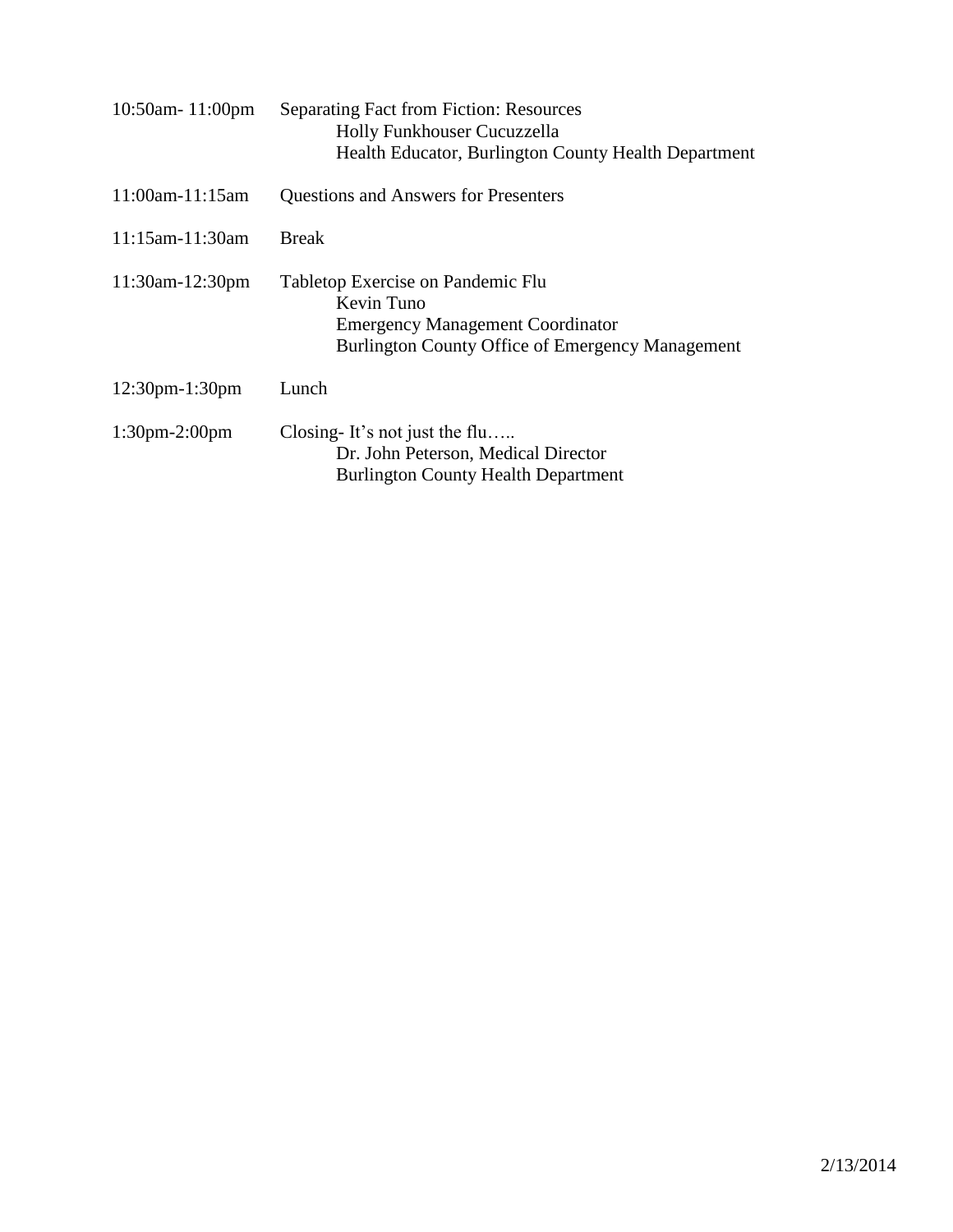| | |
|---|---|
| 10:50am- 11:00pm | Separating Fact from Fiction: Resources<br>Holly Funkhouser Cucuzzella<br>Health Educator, Burlington County Health Department |
| 11:00am-11:15am | Questions and Answers for Presenters |
| 11:15am-11:30am | Break |
| 11:30am-12:30pm | Tabletop Exercise on Pandemic Flu<br>Kevin Tuno<br>Emergency Management Coordinator<br>Burlington County Office of Emergency Management |
| 12:30pm-1:30pm | Lunch |
| 1:30pm-2:00pm | Closing- It's not just the flu…..<br>Dr. John Peterson, Medical Director<br>Burlington County Health Department |

2/13/2014